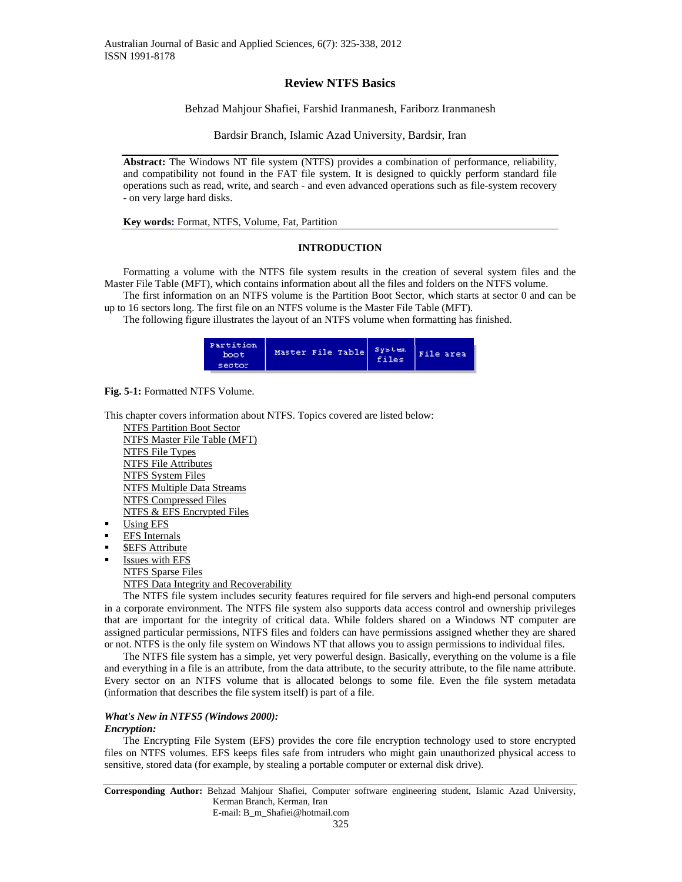# Review NTFS Basics

Behzad Mahjour Shafiei, Farshid Iranmanesh, Fariborz Iranmanesh

Bardsir Branch, Islamic Azad University, Bardsir, Iran

**Abstract:** The Windows NT file system (NTFS) provides a combination of performance, reliability, and compatibility not found in the FAT file system. It is designed to quickly perform standard file operations such as read, write, and search - and even advanced operations such as file-system recovery - on very large hard disks.

**Key words:** Format, NTFS, Volume, Fat, Partition

## INTRODUCTION

Formatting a volume with the NTFS file system results in the creation of several system files and the Master File Table (MFT), which contains information about all the files and folders on the NTFS volume.

The first information on an NTFS volume is the Partition Boot Sector, which starts at sector 0 and can be up to 16 sectors long. The first file on an NTFS volume is the Master File Table (MFT).

The following figure illustrates the layout of an NTFS volume when formatting has finished.

| Partition boot sector | Master File Table | System files | File area |
|---|---|---|---|

**Fig. 5-1:** Formatted NTFS Volume.

This chapter covers information about NTFS. Topics covered are listed below:

- NTFS Partition Boot Sector
- NTFS Master File Table (MFT)
- NTFS File Types
- NTFS File Attributes
- NTFS System Files
- NTFS Multiple Data Streams
- NTFS Compressed Files
- NTFS & EFS Encrypted Files
  - Using EFS
  - EFS Internals
  - $EFS Attribute
  - Issues with EFS
- NTFS Sparse Files
- NTFS Data Integrity and Recoverability

The NTFS file system includes security features required for file servers and high-end personal computers in a corporate environment. The NTFS file system also supports data access control and ownership privileges that are important for the integrity of critical data. While folders shared on a Windows NT computer are assigned particular permissions, NTFS files and folders can have permissions assigned whether they are shared or not. NTFS is the only file system on Windows NT that allows you to assign permissions to individual files.

The NTFS file system has a simple, yet very powerful design. Basically, everything on the volume is a file and everything in a file is an attribute, from the data attribute, to the security attribute, to the file name attribute. Every sector on an NTFS volume that is allocated belongs to some file. Even the file system metadata (information that describes the file system itself) is part of a file.

### *What's New in NTFS5 (Windows 2000):*

#### *Encryption:*

The Encrypting File System (EFS) provides the core file encryption technology used to store encrypted files on NTFS volumes. EFS keeps files safe from intruders who might gain unauthorized physical access to sensitive, stored data (for example, by stealing a portable computer or external disk drive).

**Corresponding Author:** Behzad Mahjour Shafiei, Computer software engineering student, Islamic Azad University, Kerman Branch, Kerman, Iran
E-mail: B_m_Shafiei@hotmail.com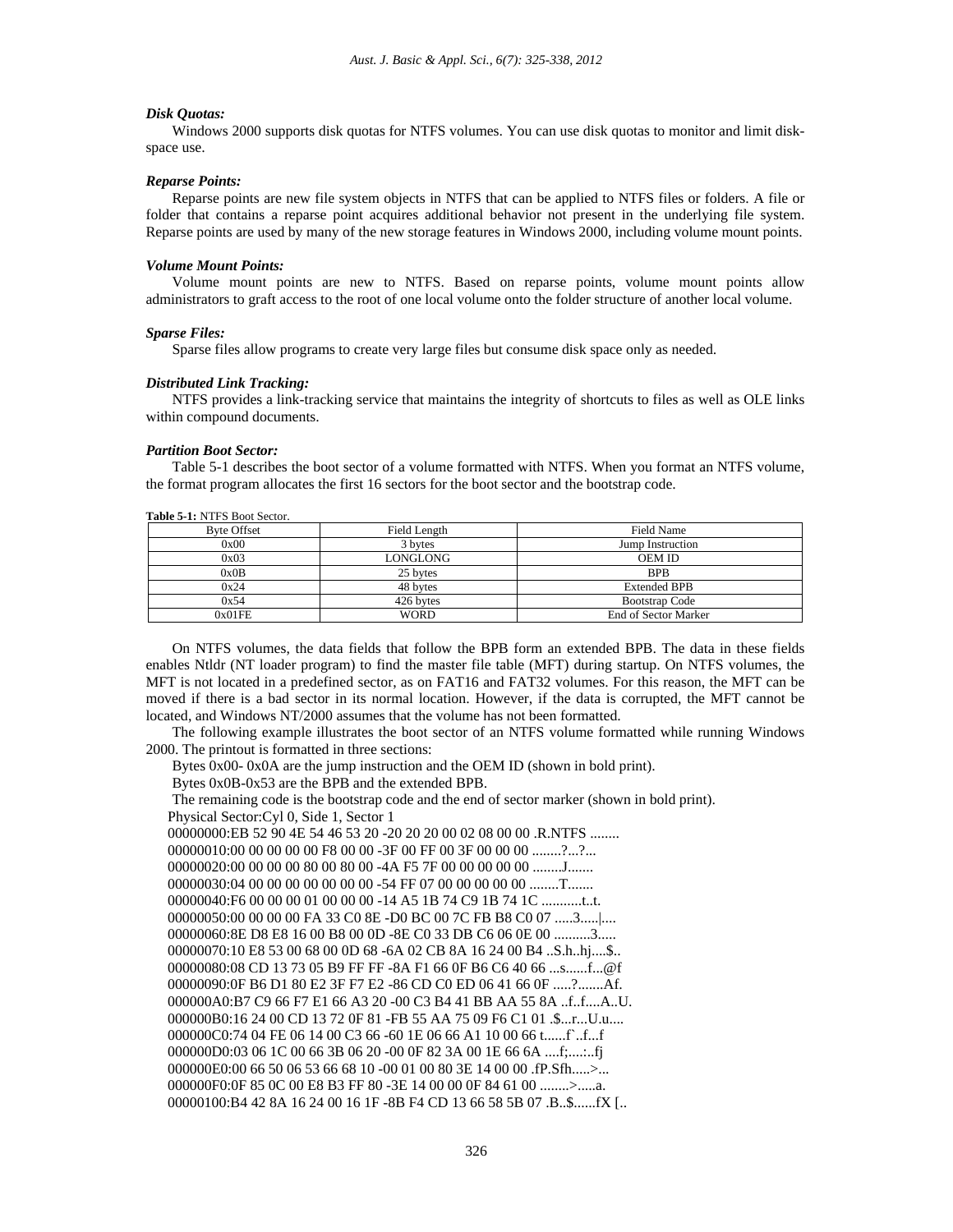***Disk Quotas:***

Windows 2000 supports disk quotas for NTFS volumes. You can use disk quotas to monitor and limit disk-space use.

***Reparse Points:***

Reparse points are new file system objects in NTFS that can be applied to NTFS files or folders. A file or folder that contains a reparse point acquires additional behavior not present in the underlying file system. Reparse points are used by many of the new storage features in Windows 2000, including volume mount points.

***Volume Mount Points:***

Volume mount points are new to NTFS. Based on reparse points, volume mount points allow administrators to graft access to the root of one local volume onto the folder structure of another local volume.

***Sparse Files:***

Sparse files allow programs to create very large files but consume disk space only as needed.

***Distributed Link Tracking:***

NTFS provides a link-tracking service that maintains the integrity of shortcuts to files as well as OLE links within compound documents.

***Partition Boot Sector:***

Table 5-1 describes the boot sector of a volume formatted with NTFS. When you format an NTFS volume, the format program allocates the first 16 sectors for the boot sector and the bootstrap code.

**Table 5-1:** NTFS Boot Sector.

| Byte Offset | Field Length | Field Name |
|---|---|---|
| 0x00 | 3 bytes | Jump Instruction |
| 0x03 | LONGLONG | OEM ID |
| 0x0B | 25 bytes | BPB |
| 0x24 | 48 bytes | Extended BPB |
| 0x54 | 426 bytes | Bootstrap Code |
| 0x01FE | WORD | End of Sector Marker |

On NTFS volumes, the data fields that follow the BPB form an extended BPB. The data in these fields enables Ntldr (NT loader program) to find the master file table (MFT) during startup. On NTFS volumes, the MFT is not located in a predefined sector, as on FAT16 and FAT32 volumes. For this reason, the MFT can be moved if there is a bad sector in its normal location. However, if the data is corrupted, the MFT cannot be located, and Windows NT/2000 assumes that the volume has not been formatted.

The following example illustrates the boot sector of an NTFS volume formatted while running Windows 2000. The printout is formatted in three sections:

Bytes 0x00- 0x0A are the jump instruction and the OEM ID (shown in bold print).

Bytes 0x0B-0x53 are the BPB and the extended BPB.

The remaining code is the bootstrap code and the end of sector marker (shown in bold print).

```
Physical Sector:Cyl 0, Side 1, Sector 1
00000000:EB 52 90 4E 54 46 53 20 -20 20 20 00 02 08 00 00 .R.NTFS ........
00000010:00 00 00 00 00 F8 00 00 -3F 00 FF 00 3F 00 00 00 ........?...?...
00000020:00 00 00 00 80 00 80 00 -4A F5 7F 00 00 00 00 00 ........J.......
00000030:04 00 00 00 00 00 00 00 -54 FF 07 00 00 00 00 00 ........T.......
00000040:F6 00 00 00 01 00 00 00 -14 A5 1B 74 C9 1B 74 1C ...........t..t.
00000050:00 00 00 00 FA 33 C0 8E -D0 BC 00 7C FB B8 C0 07 .....3.....|....
00000060:8E D8 E8 16 00 B8 00 0D -8E C0 33 DB C6 06 0E 00 ..........3.....
00000070:10 E8 53 00 68 00 0D 68 -6A 02 CB 8A 16 24 00 B4 ..S.h..hj....$..
00000080:08 CD 13 73 05 B9 FF FF -8A F1 66 0F B6 C6 40 66 ...s......f...@f
00000090:0F B6 D1 80 E2 3F F7 E2 -86 CD C0 ED 06 41 66 0F .....?.......Af.
000000A0:B7 C9 66 F7 E1 66 A3 20 -00 C3 B4 41 BB AA 55 8A ..f..f....A..U.
000000B0:16 24 00 CD 13 72 0F 81 -FB 55 AA 75 09 F6 C1 01 .$...r...U.u....
000000C0:74 04 FE 06 14 00 C3 66 -60 1E 06 66 A1 10 00 66 t......f`..f...f
000000D0:03 06 1C 00 66 3B 06 20 -00 0F 82 3A 00 1E 66 6A ....f;....:..fj
000000E0:00 66 50 06 53 66 68 10 -00 01 00 80 3E 14 00 00 .fP.Sfh.....>...
000000F0:0F 85 0C 00 E8 B3 FF 80 -3E 14 00 00 0F 84 61 00 ........>.....a.
00000100:B4 42 8A 16 24 00 16 1F -8B F4 CD 13 66 58 5B 07 .B..$......fX [..
```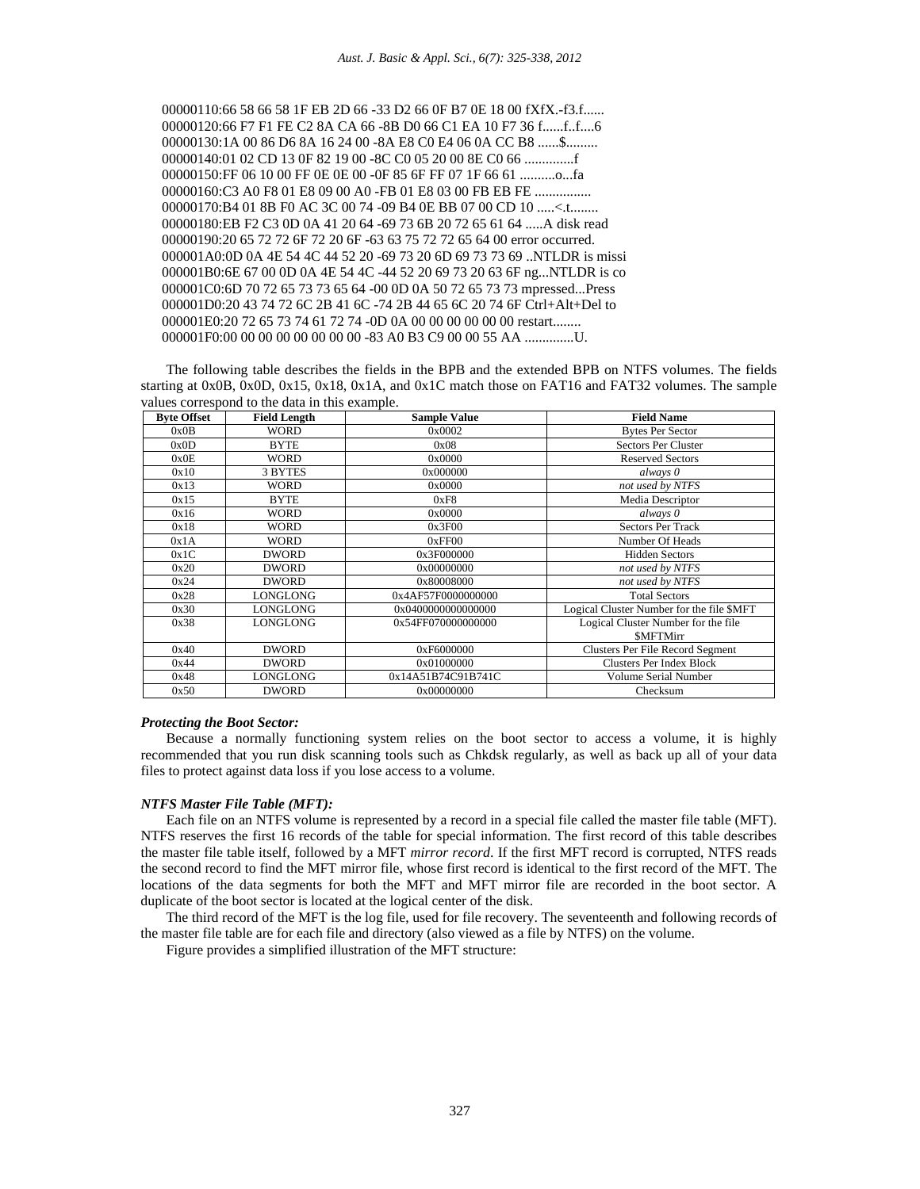```
00000110:66 58 66 58 1F EB 2D 66 -33 D2 66 0F B7 0E 18 00 fXfX.-f3.f......
00000120:66 F7 F1 FE C2 8A CA 66 -8B D0 66 C1 EA 10 F7 36 f......f..f....6
00000130:1A 00 86 D6 8A 16 24 00 -8A E8 C0 E4 06 0A CC B8 ......$.........
00000140:01 02 CD 13 0F 82 19 00 -8C C0 05 20 00 8E C0 66 ..............f
00000150:FF 06 10 00 FF 0E 0E 00 -0F 85 6F FF 07 1F 66 61 ..........o...fa
00000160:C3 A0 F8 01 E8 09 00 A0 -FB 01 E8 03 00 FB EB FE ................
00000170:B4 01 8B F0 AC 3C 00 74 -09 B4 0E BB 07 00 CD 10 .....<.t........
00000180:EB F2 C3 0D 0A 41 20 64 -69 73 6B 20 72 65 61 64 .....A disk read
00000190:20 65 72 72 6F 72 20 6F -63 63 75 72 72 65 64 00 error occurred.
000001A0:0D 0A 4E 54 4C 44 52 20 -69 73 20 6D 69 73 73 69 ..NTLDR is missi
000001B0:6E 67 00 0D 0A 4E 54 4C -44 52 20 69 73 20 63 6F ng...NTLDR is co
000001C0:6D 70 72 65 73 73 65 64 -00 0D 0A 50 72 65 73 73 mpressed...Press
000001D0:20 43 74 72 6C 2B 41 6C -74 2B 44 65 6C 20 74 6F Ctrl+Alt+Del to
000001E0:20 72 65 73 74 61 72 74 -0D 0A 00 00 00 00 00 00 restart........
000001F0:00 00 00 00 00 00 00 00 -83 A0 B3 C9 00 00 55 AA ..............U.
```

The following table describes the fields in the BPB and the extended BPB on NTFS volumes. The fields starting at 0x0B, 0x0D, 0x15, 0x18, 0x1A, and 0x1C match those on FAT16 and FAT32 volumes. The sample values correspond to the data in this example.

| Byte Offset | Field Length | Sample Value | Field Name |
|---|---|---|---|
| 0x0B | WORD | 0x0002 | Bytes Per Sector |
| 0x0D | BYTE | 0x08 | Sectors Per Cluster |
| 0x0E | WORD | 0x0000 | Reserved Sectors |
| 0x10 | 3 BYTES | 0x000000 | *always 0* |
| 0x13 | WORD | 0x0000 | *not used by NTFS* |
| 0x15 | BYTE | 0xF8 | Media Descriptor |
| 0x16 | WORD | 0x0000 | *always 0* |
| 0x18 | WORD | 0x3F00 | Sectors Per Track |
| 0x1A | WORD | 0xFF00 | Number Of Heads |
| 0x1C | DWORD | 0x3F000000 | Hidden Sectors |
| 0x20 | DWORD | 0x00000000 | *not used by NTFS* |
| 0x24 | DWORD | 0x80008000 | *not used by NTFS* |
| 0x28 | LONGLONG | 0x4AF57F0000000000 | Total Sectors |
| 0x30 | LONGLONG | 0x0400000000000000 | Logical Cluster Number for the file $MFT |
| 0x38 | LONGLONG | 0x54FF070000000000 | Logical Cluster Number for the file $MFTMirr |
| 0x40 | DWORD | 0xF6000000 | Clusters Per File Record Segment |
| 0x44 | DWORD | 0x01000000 | Clusters Per Index Block |
| 0x48 | LONGLONG | 0x14A51B74C91B741C | Volume Serial Number |
| 0x50 | DWORD | 0x00000000 | Checksum |

#### *Protecting the Boot Sector:*

Because a normally functioning system relies on the boot sector to access a volume, it is highly recommended that you run disk scanning tools such as Chkdsk regularly, as well as back up all of your data files to protect against data loss if you lose access to a volume.

#### *NTFS Master File Table (MFT):*

Each file on an NTFS volume is represented by a record in a special file called the master file table (MFT). NTFS reserves the first 16 records of the table for special information. The first record of this table describes the master file table itself, followed by a MFT *mirror record*. If the first MFT record is corrupted, NTFS reads the second record to find the MFT mirror file, whose first record is identical to the first record of the MFT. The locations of the data segments for both the MFT and MFT mirror file are recorded in the boot sector. A duplicate of the boot sector is located at the logical center of the disk.

The third record of the MFT is the log file, used for file recovery. The seventeenth and following records of the master file table are for each file and directory (also viewed as a file by NTFS) on the volume.

Figure provides a simplified illustration of the MFT structure: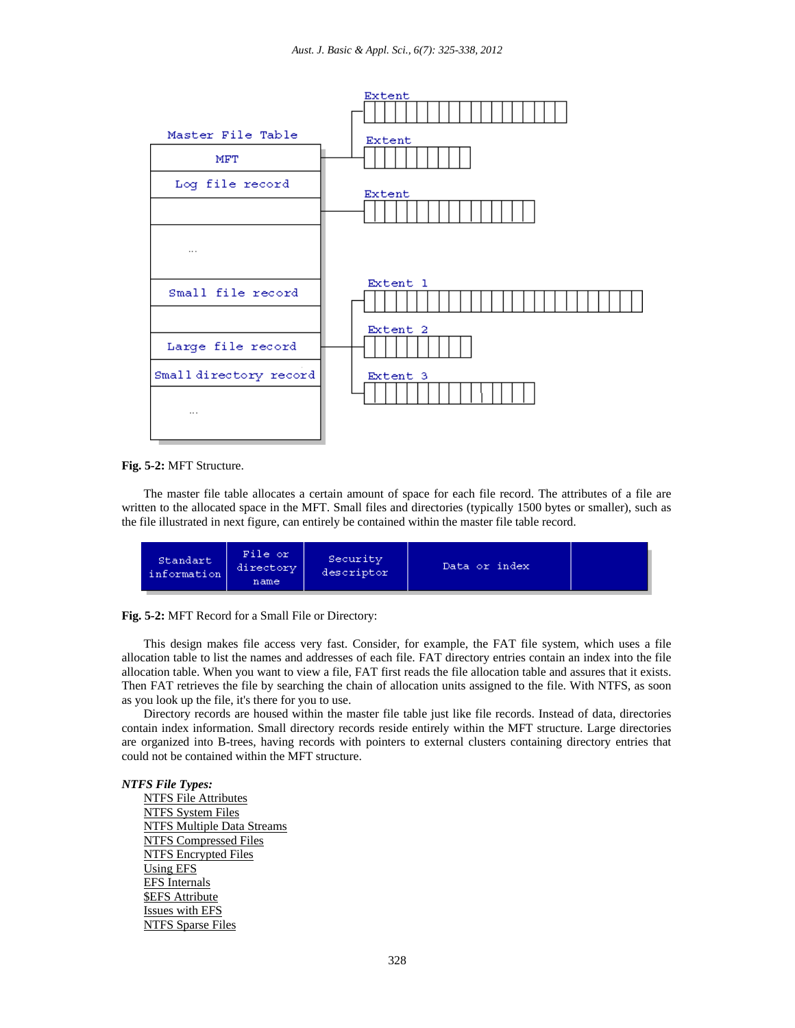Fig. 5-2: MFT Structure.

The master file table allocates a certain amount of space for each file record. The attributes of a file are written to the allocated space in the MFT. Small files and directories (typically 1500 bytes or smaller), such as the file illustrated in next figure, can entirely be contained within the master file table record.

| Standart information | File or directory name | Security descriptor | Data or index | |
|---|---|---|---|---|

Fig. 5-2: MFT Record for a Small File or Directory:

This design makes file access very fast. Consider, for example, the FAT file system, which uses a file allocation table to list the names and addresses of each file. FAT directory entries contain an index into the file allocation table. When you want to view a file, FAT first reads the file allocation table and assures that it exists. Then FAT retrieves the file by searching the chain of allocation units assigned to the file. With NTFS, as soon as you look up the file, it's there for you to use.

Directory records are housed within the master file table just like file records. Instead of data, directories contain index information. Small directory records reside entirely within the MFT structure. Large directories are organized into B-trees, having records with pointers to external clusters containing directory entries that could not be contained within the MFT structure.

***NTFS File Types:***

- NTFS File Attributes
- NTFS System Files
- NTFS Multiple Data Streams
- NTFS Compressed Files
- NTFS Encrypted Files
- Using EFS
- EFS Internals
- $EFS Attribute
- Issues with EFS
- NTFS Sparse Files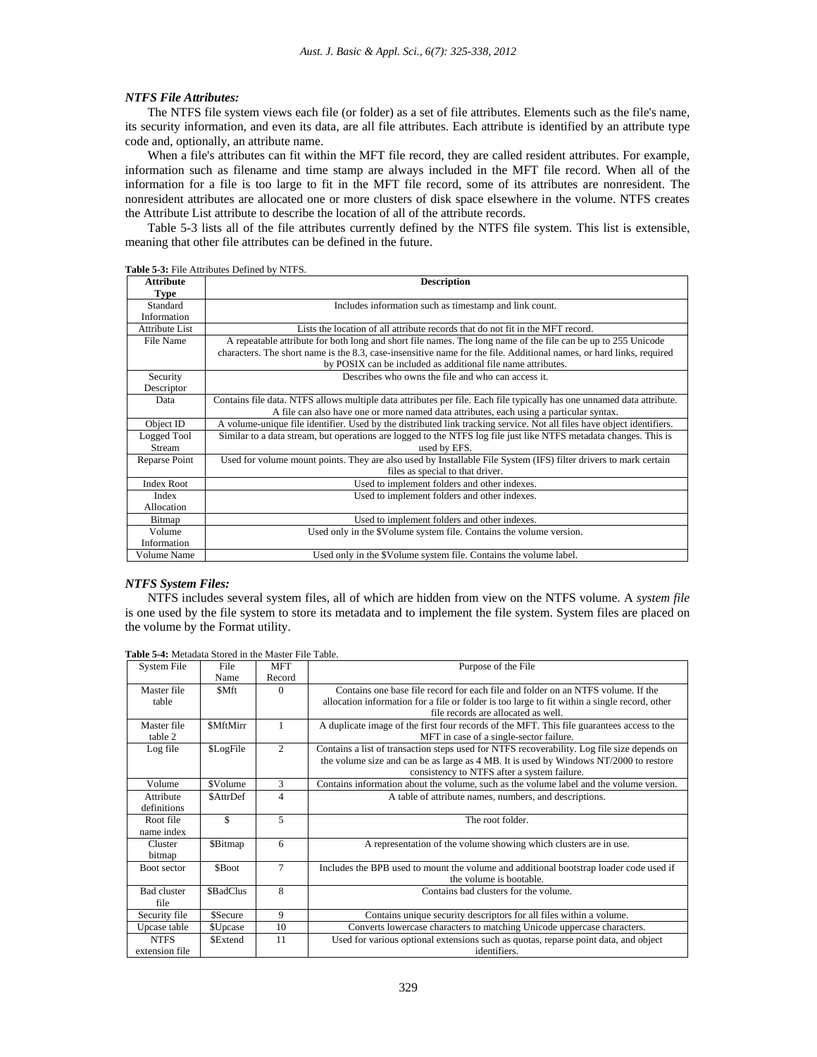### *NTFS File Attributes:*

The NTFS file system views each file (or folder) as a set of file attributes. Elements such as the file's name, its security information, and even its data, are all file attributes. Each attribute is identified by an attribute type code and, optionally, an attribute name.

When a file's attributes can fit within the MFT file record, they are called resident attributes. For example, information such as filename and time stamp are always included in the MFT file record. When all of the information for a file is too large to fit in the MFT file record, some of its attributes are nonresident. The nonresident attributes are allocated one or more clusters of disk space elsewhere in the volume. NTFS creates the Attribute List attribute to describe the location of all of the attribute records.

Table 5-3 lists all of the file attributes currently defined by the NTFS file system. This list is extensible, meaning that other file attributes can be defined in the future.

**Table 5-3:** File Attributes Defined by NTFS.

| Attribute Type | Description |
|---|---|
| Standard Information | Includes information such as timestamp and link count. |
| Attribute List | Lists the location of all attribute records that do not fit in the MFT record. |
| File Name | A repeatable attribute for both long and short file names. The long name of the file can be up to 255 Unicode characters. The short name is the 8.3, case-insensitive name for the file. Additional names, or hard links, required by POSIX can be included as additional file name attributes. |
| Security Descriptor | Describes who owns the file and who can access it. |
| Data | Contains file data. NTFS allows multiple data attributes per file. Each file typically has one unnamed data attribute. A file can also have one or more named data attributes, each using a particular syntax. |
| Object ID | A volume-unique file identifier. Used by the distributed link tracking service. Not all files have object identifiers. |
| Logged Tool Stream | Similar to a data stream, but operations are logged to the NTFS log file just like NTFS metadata changes. This is used by EFS. |
| Reparse Point | Used for volume mount points. They are also used by Installable File System (IFS) filter drivers to mark certain files as special to that driver. |
| Index Root | Used to implement folders and other indexes. |
| Index Allocation | Used to implement folders and other indexes. |
| Bitmap | Used to implement folders and other indexes. |
| Volume Information | Used only in the $Volume system file. Contains the volume version. |
| Volume Name | Used only in the $Volume system file. Contains the volume label. |

### *NTFS System Files:*

NTFS includes several system files, all of which are hidden from view on the NTFS volume. A *system file* is one used by the file system to store its metadata and to implement the file system. System files are placed on the volume by the Format utility.

**Table 5-4:** Metadata Stored in the Master File Table.

| System File | File Name | MFT Record | Purpose of the File |
|---|---|---|---|
| Master file table | $Mft | 0 | Contains one base file record for each file and folder on an NTFS volume. If the allocation information for a file or folder is too large to fit within a single record, other file records are allocated as well. |
| Master file table 2 | $MftMirr | 1 | A duplicate image of the first four records of the MFT. This file guarantees access to the MFT in case of a single-sector failure. |
| Log file | $LogFile | 2 | Contains a list of transaction steps used for NTFS recoverability. Log file size depends on the volume size and can be as large as 4 MB. It is used by Windows NT/2000 to restore consistency to NTFS after a system failure. |
| Volume | $Volume | 3 | Contains information about the volume, such as the volume label and the volume version. |
| Attribute definitions | $AttrDef | 4 | A table of attribute names, numbers, and descriptions. |
| Root file name index | $ | 5 | The root folder. |
| Cluster bitmap | $Bitmap | 6 | A representation of the volume showing which clusters are in use. |
| Boot sector | $Boot | 7 | Includes the BPB used to mount the volume and additional bootstrap loader code used if the volume is bootable. |
| Bad cluster file | $BadClus | 8 | Contains bad clusters for the volume. |
| Security file | $Secure | 9 | Contains unique security descriptors for all files within a volume. |
| Upcase table | $Upcase | 10 | Converts lowercase characters to matching Unicode uppercase characters. |
| NTFS extension file | $Extend | 11 | Used for various optional extensions such as quotas, reparse point data, and object identifiers. |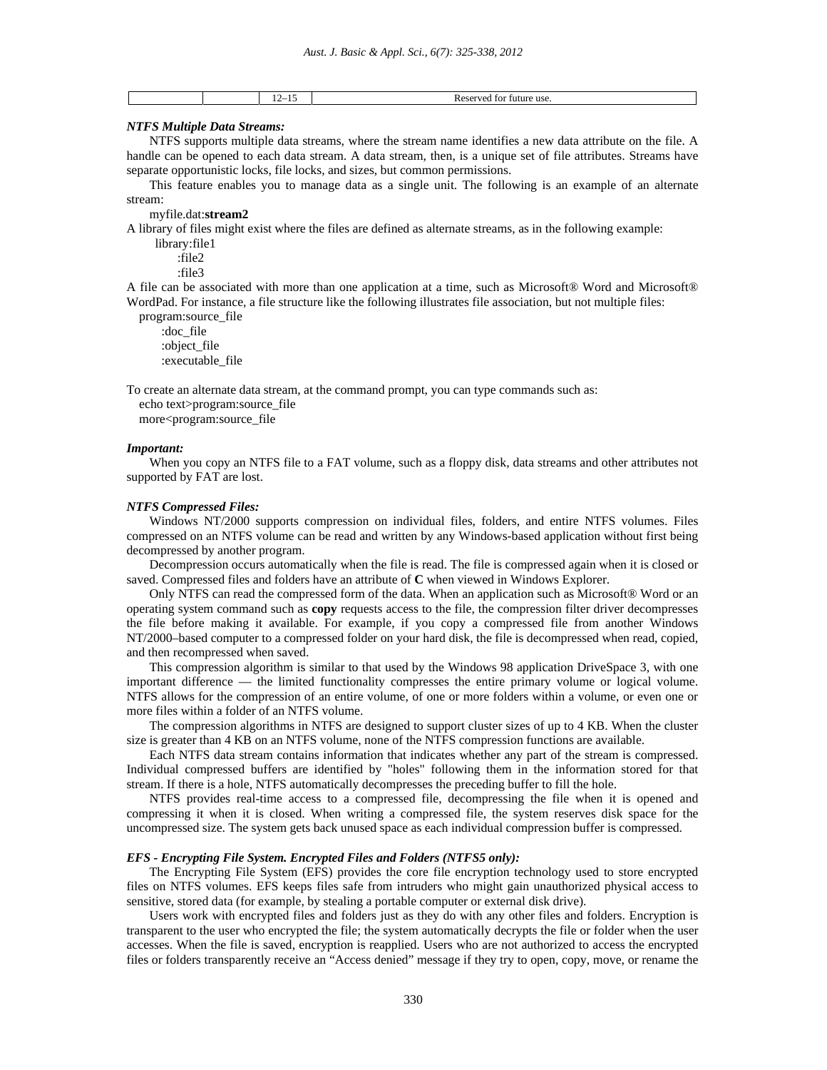| | | | |
|---|---|---|---|
| | | 12–15 | Reserved for future use. |

***NTFS Multiple Data Streams:***

NTFS supports multiple data streams, where the stream name identifies a new data attribute on the file. A handle can be opened to each data stream. A data stream, then, is a unique set of file attributes. Streams have separate opportunistic locks, file locks, and sizes, but common permissions.

This feature enables you to manage data as a single unit. The following is an example of an alternate stream:

myfile.dat:**stream2**

A library of files might exist where the files are defined as alternate streams, as in the following example:

```
library:file1
       :file2
       :file3
```

A file can be associated with more than one application at a time, such as Microsoft® Word and Microsoft® WordPad. For instance, a file structure like the following illustrates file association, but not multiple files:

```
program:source_file
       :doc_file
       :object_file
       :executable_file
```

To create an alternate data stream, at the command prompt, you can type commands such as:

```
echo text>program:source_file
more<program:source_file
```

***Important:***

When you copy an NTFS file to a FAT volume, such as a floppy disk, data streams and other attributes not supported by FAT are lost.

***NTFS Compressed Files:***

Windows NT/2000 supports compression on individual files, folders, and entire NTFS volumes. Files compressed on an NTFS volume can be read and written by any Windows-based application without first being decompressed by another program.

Decompression occurs automatically when the file is read. The file is compressed again when it is closed or saved. Compressed files and folders have an attribute of **C** when viewed in Windows Explorer.

Only NTFS can read the compressed form of the data. When an application such as Microsoft® Word or an operating system command such as **copy** requests access to the file, the compression filter driver decompresses the file before making it available. For example, if you copy a compressed file from another Windows NT/2000–based computer to a compressed folder on your hard disk, the file is decompressed when read, copied, and then recompressed when saved.

This compression algorithm is similar to that used by the Windows 98 application DriveSpace 3, with one important difference — the limited functionality compresses the entire primary volume or logical volume. NTFS allows for the compression of an entire volume, of one or more folders within a volume, or even one or more files within a folder of an NTFS volume.

The compression algorithms in NTFS are designed to support cluster sizes of up to 4 KB. When the cluster size is greater than 4 KB on an NTFS volume, none of the NTFS compression functions are available.

Each NTFS data stream contains information that indicates whether any part of the stream is compressed. Individual compressed buffers are identified by "holes" following them in the information stored for that stream. If there is a hole, NTFS automatically decompresses the preceding buffer to fill the hole.

NTFS provides real-time access to a compressed file, decompressing the file when it is opened and compressing it when it is closed. When writing a compressed file, the system reserves disk space for the uncompressed size. The system gets back unused space as each individual compression buffer is compressed.

***EFS - Encrypting File System. Encrypted Files and Folders (NTFS5 only):***

The Encrypting File System (EFS) provides the core file encryption technology used to store encrypted files on NTFS volumes. EFS keeps files safe from intruders who might gain unauthorized physical access to sensitive, stored data (for example, by stealing a portable computer or external disk drive).

Users work with encrypted files and folders just as they do with any other files and folders. Encryption is transparent to the user who encrypted the file; the system automatically decrypts the file or folder when the user accesses. When the file is saved, encryption is reapplied. Users who are not authorized to access the encrypted files or folders transparently receive an "Access denied" message if they try to open, copy, move, or rename the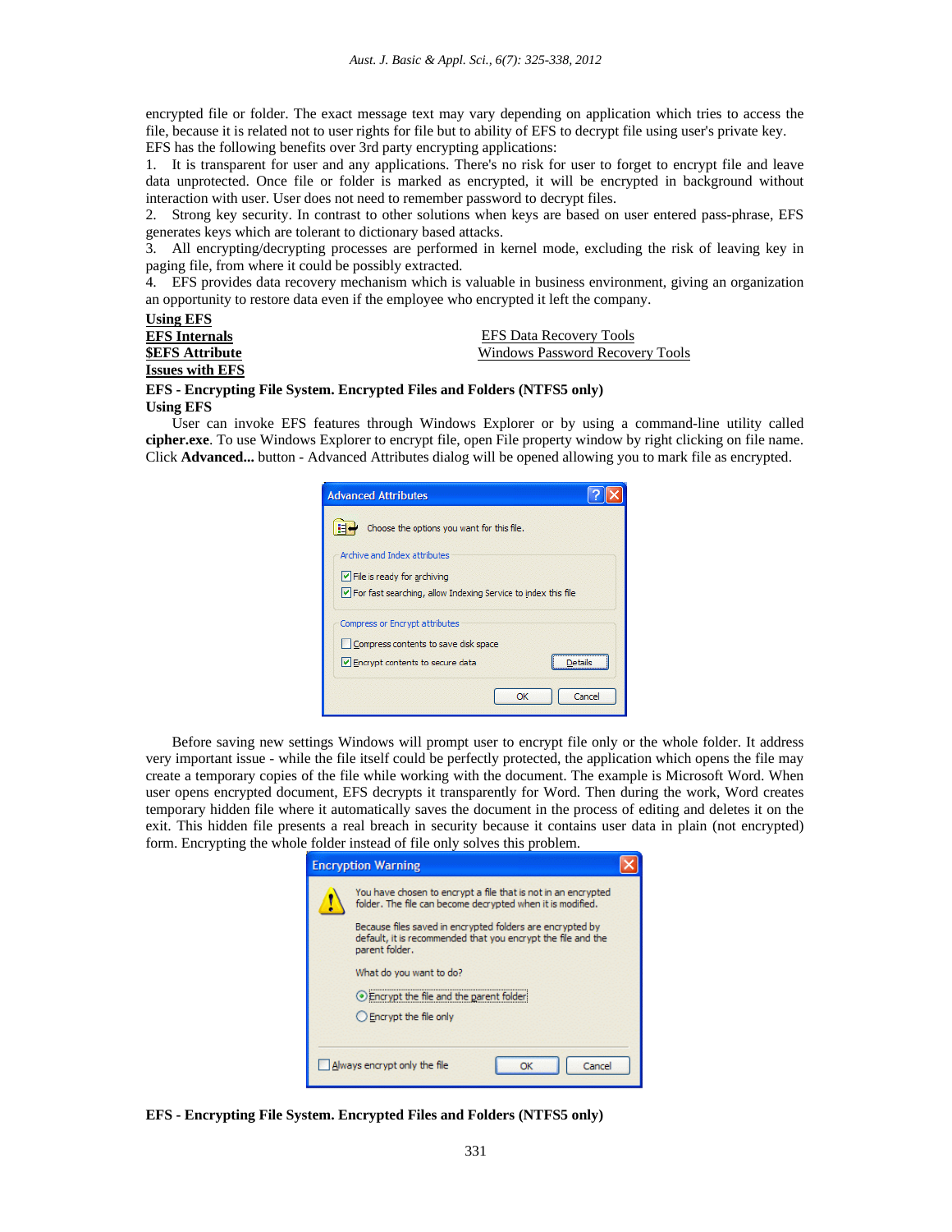encrypted file or folder. The exact message text may vary depending on application which tries to access the file, because it is related not to user rights for file but to ability of EFS to decrypt file using user's private key.

EFS has the following benefits over 3rd party encrypting applications:

1. It is transparent for user and any applications. There's no risk for user to forget to encrypt file and leave data unprotected. Once file or folder is marked as encrypted, it will be encrypted in background without interaction with user. User does not need to remember password to decrypt files.
2. Strong key security. In contrast to other solutions when keys are based on user entered pass-phrase, EFS generates keys which are tolerant to dictionary based attacks.
3. All encrypting/decrypting processes are performed in kernel mode, excluding the risk of leaving key in paging file, from where it could be possibly extracted.
4. EFS provides data recovery mechanism which is valuable in business environment, giving an organization an opportunity to restore data even if the employee who encrypted it left the company.

**Using EFS**
**EFS Internals** EFS Data Recovery Tools
**$EFS Attribute** Windows Password Recovery Tools
**Issues with EFS**

**EFS - Encrypting File System. Encrypted Files and Folders (NTFS5 only)**

**Using EFS**

User can invoke EFS features through Windows Explorer or by using a command-line utility called **cipher.exe**. To use Windows Explorer to encrypt file, open File property window by right clicking on file name. Click **Advanced...** button - Advanced Attributes dialog will be opened allowing you to mark file as encrypted.

Before saving new settings Windows will prompt user to encrypt file only or the whole folder. It address very important issue - while the file itself could be perfectly protected, the application which opens the file may create a temporary copies of the file while working with the document. The example is Microsoft Word. When user opens encrypted document, EFS decrypts it transparently for Word. Then during the work, Word creates temporary hidden file where it automatically saves the document in the process of editing and deletes it on the exit. This hidden file presents a real breach in security because it contains user data in plain (not encrypted) form. Encrypting the whole folder instead of file only solves this problem.

**EFS - Encrypting File System. Encrypted Files and Folders (NTFS5 only)**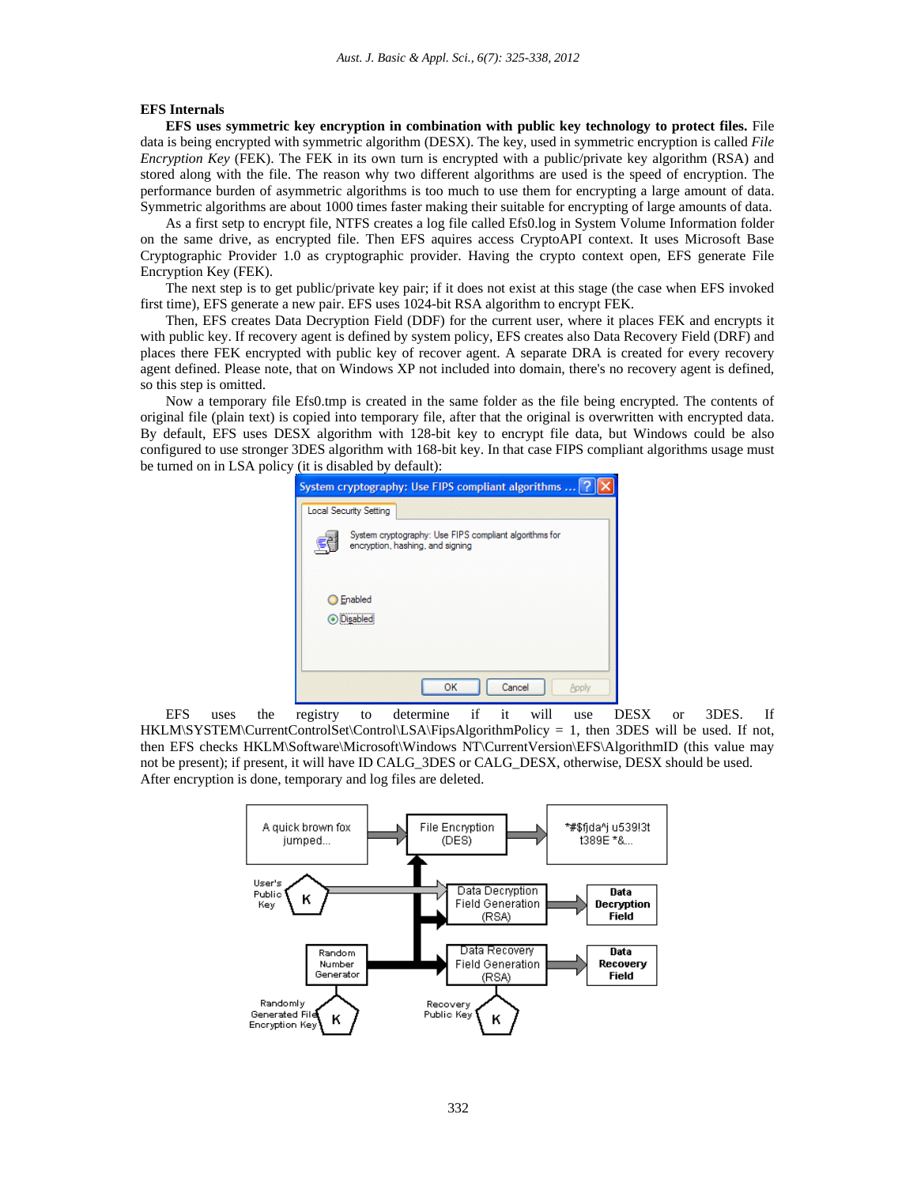### EFS Internals

**EFS uses symmetric key encryption in combination with public key technology to protect files.** File data is being encrypted with symmetric algorithm (DESX). The key, used in symmetric encryption is called *File Encryption Key* (FEK). The FEK in its own turn is encrypted with a public/private key algorithm (RSA) and stored along with the file. The reason why two different algorithms are used is the speed of encryption. The performance burden of asymmetric algorithms is too much to use them for encrypting a large amount of data. Symmetric algorithms are about 1000 times faster making their suitable for encrypting of large amounts of data.

As a first setp to encrypt file, NTFS creates a log file called Efs0.log in System Volume Information folder on the same drive, as encrypted file. Then EFS aquires access CryptoAPI context. It uses Microsoft Base Cryptographic Provider 1.0 as cryptographic provider. Having the crypto context open, EFS generate File Encryption Key (FEK).

The next step is to get public/private key pair; if it does not exist at this stage (the case when EFS invoked first time), EFS generate a new pair. EFS uses 1024-bit RSA algorithm to encrypt FEK.

Then, EFS creates Data Decryption Field (DDF) for the current user, where it places FEK and encrypts it with public key. If recovery agent is defined by system policy, EFS creates also Data Recovery Field (DRF) and places there FEK encrypted with public key of recover agent. A separate DRA is created for every recovery agent defined. Please note, that on Windows XP not included into domain, there's no recovery agent is defined, so this step is omitted.

Now a temporary file Efs0.tmp is created in the same folder as the file being encrypted. The contents of original file (plain text) is copied into temporary file, after that the original is overwritten with encrypted data. By default, EFS uses DESX algorithm with 128-bit key to encrypt file data, but Windows could be also configured to use stronger 3DES algorithm with 168-bit key. In that case FIPS compliant algorithms usage must be turned on in LSA policy (it is disabled by default):

EFS uses the registry to determine if it will use DESX or 3DES. If HKLM\SYSTEM\CurrentControlSet\Control\LSA\FipsAlgorithmPolicy = 1, then 3DES will be used. If not, then EFS checks HKLM\Software\Microsoft\Windows NT\CurrentVersion\EFS\AlgorithmID (this value may not be present); if present, it will have ID CALG_3DES or CALG_DESX, otherwise, DESX should be used.

After encryption is done, temporary and log files are deleted.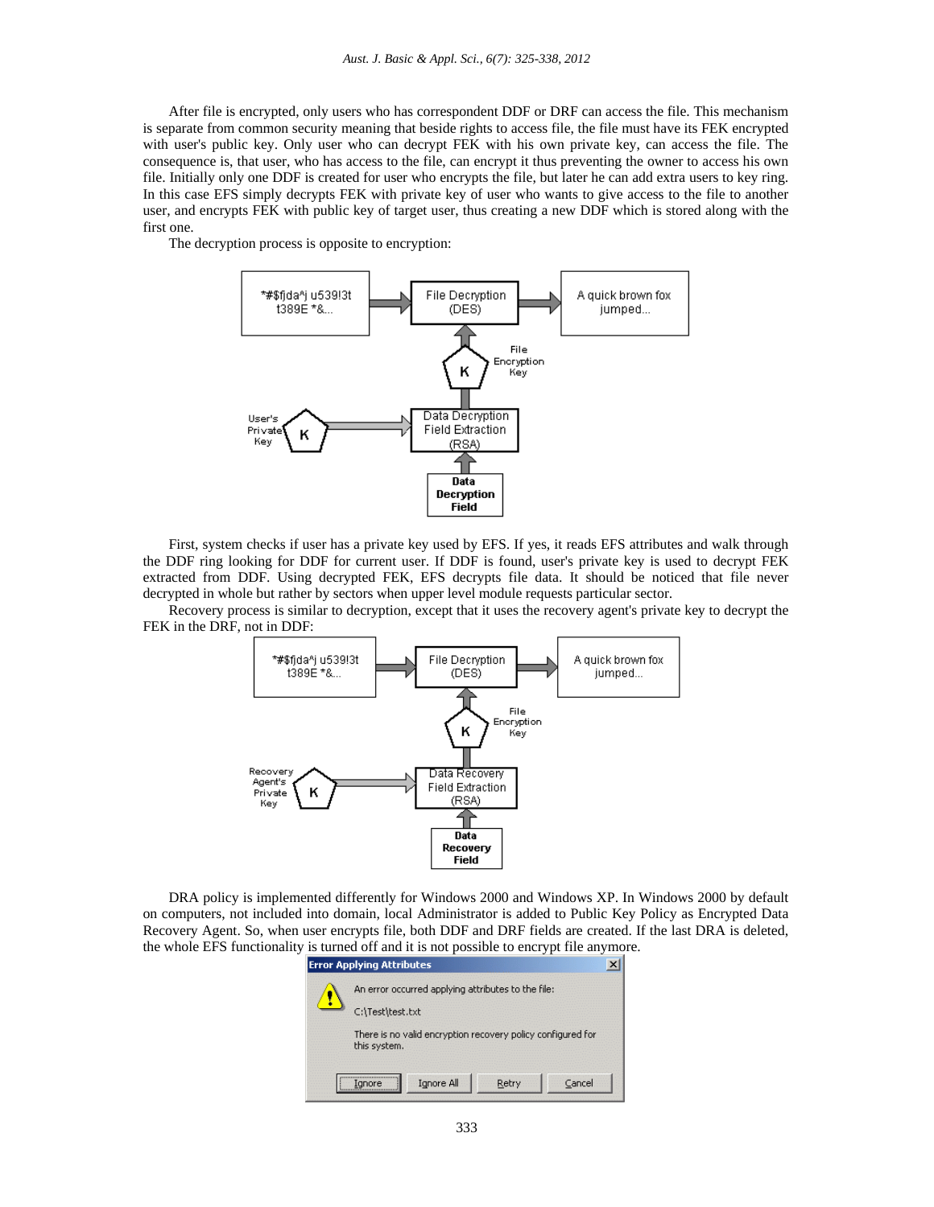After file is encrypted, only users who has correspondent DDF or DRF can access the file. This mechanism is separate from common security meaning that beside rights to access file, the file must have its FEK encrypted with user's public key. Only user who can decrypt FEK with his own private key, can access the file. The consequence is, that user, who has access to the file, can encrypt it thus preventing the owner to access his own file. Initially only one DDF is created for user who encrypts the file, but later he can add extra users to key ring. In this case EFS simply decrypts FEK with private key of user who wants to give access to the file to another user, and encrypts FEK with public key of target user, thus creating a new DDF which is stored along with the first one.

The decryption process is opposite to encryption:

First, system checks if user has a private key used by EFS. If yes, it reads EFS attributes and walk through the DDF ring looking for DDF for current user. If DDF is found, user's private key is used to decrypt FEK extracted from DDF. Using decrypted FEK, EFS decrypts file data. It should be noticed that file never decrypted in whole but rather by sectors when upper level module requests particular sector.

Recovery process is similar to decryption, except that it uses the recovery agent's private key to decrypt the FEK in the DRF, not in DDF:

DRA policy is implemented differently for Windows 2000 and Windows XP. In Windows 2000 by default on computers, not included into domain, local Administrator is added to Public Key Policy as Encrypted Data Recovery Agent. So, when user encrypts file, both DDF and DRF fields are created. If the last DRA is deleted, the whole EFS functionality is turned off and it is not possible to encrypt file anymore.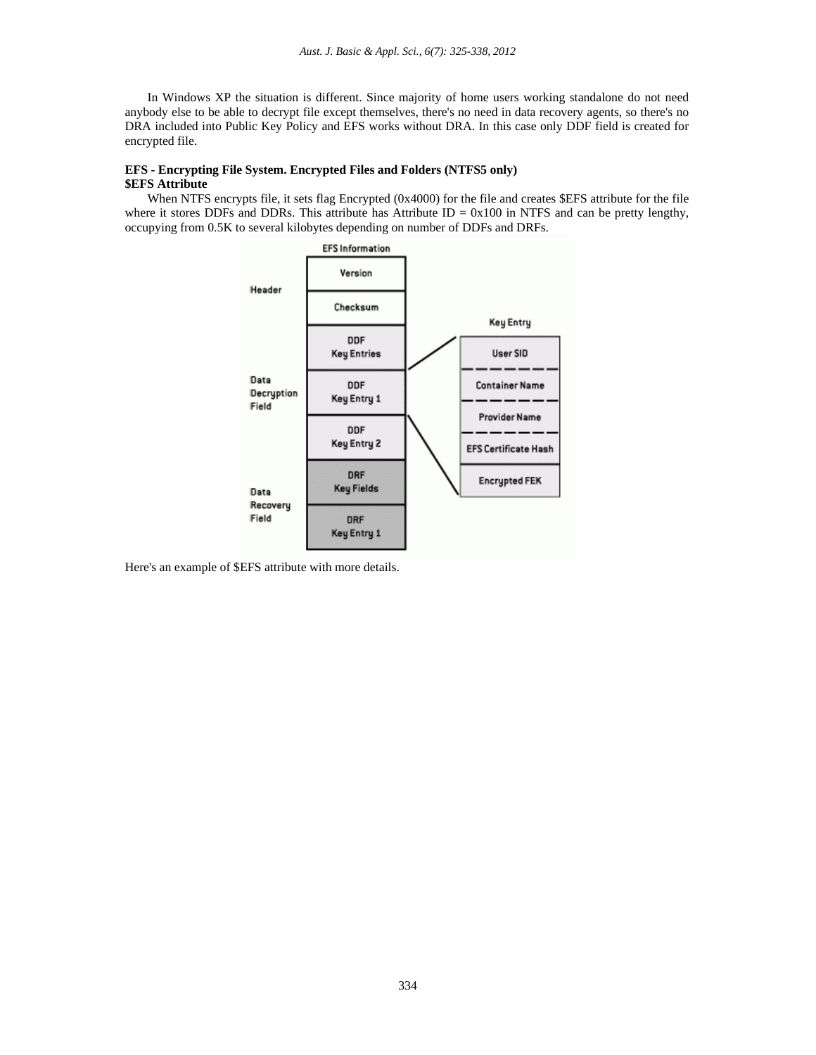In Windows XP the situation is different. Since majority of home users working standalone do not need anybody else to be able to decrypt file except themselves, there's no need in data recovery agents, so there's no DRA included into Public Key Policy and EFS works without DRA. In this case only DDF field is created for encrypted file.

**EFS - Encrypting File System. Encrypted Files and Folders (NTFS5 only)**
**$EFS Attribute**

When NTFS encrypts file, it sets flag Encrypted (0x4000) for the file and creates $EFS attribute for the file where it stores DDFs and DDRs. This attribute has Attribute ID = 0x100 in NTFS and can be pretty lengthy, occupying from 0.5K to several kilobytes depending on number of DDFs and DRFs.

Here's an example of $EFS attribute with more details.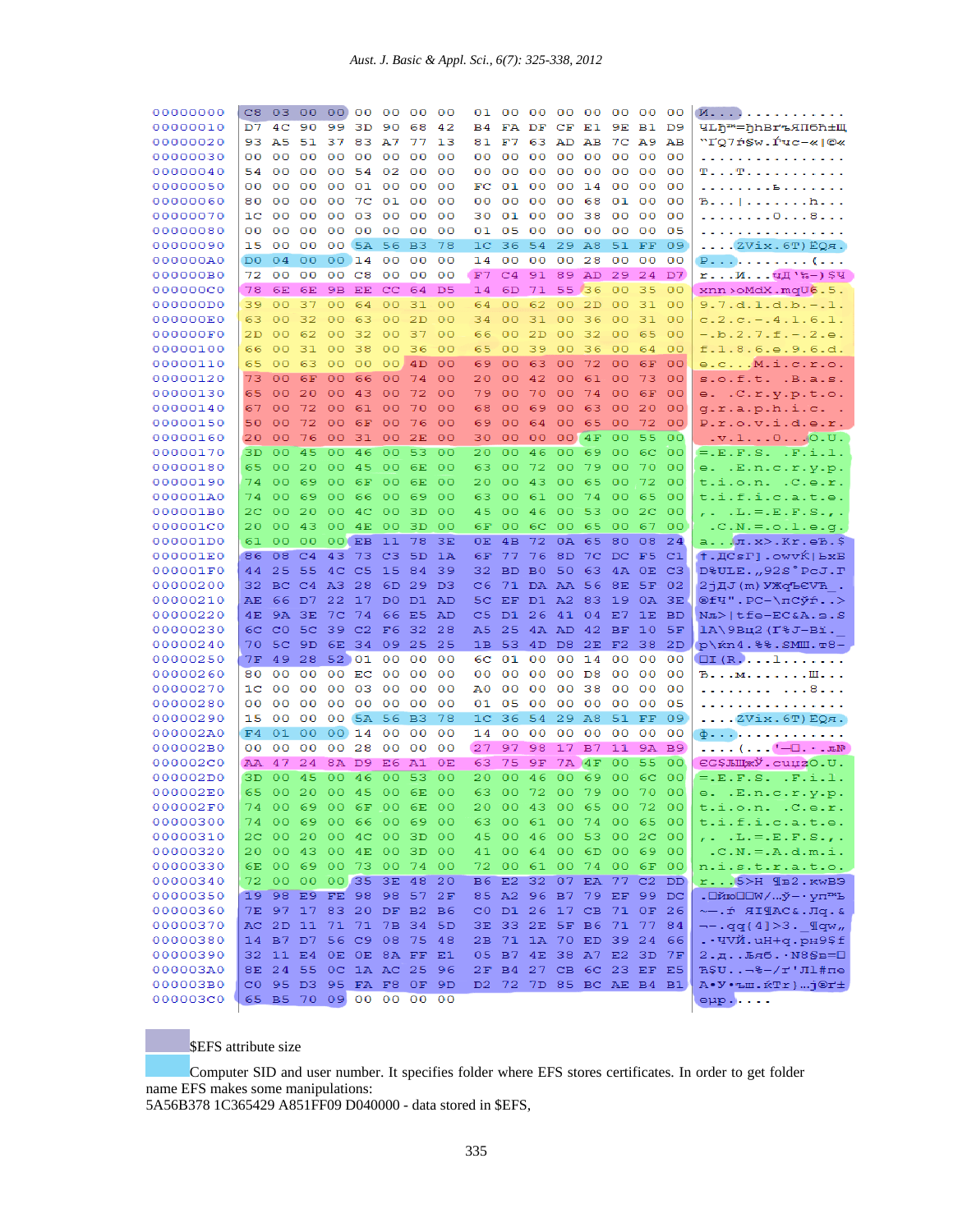```
00000000  C8 03 00 00 00 00 00 00  01 00 00 00 00 00 00 00  И...............
00000010  D7 4C 90 99 3D 90 68 42  B4 FA DF CF E1 9E B1 D9  ЧLђ™=ђhBґъЯПбћ±Щ
00000020  93 A5 51 37 83 A7 77 13  81 F7 63 AD AB 7C A9 AB  "ҐQ7ѓ§w.Ѓчc-«|©«
00000030  00 00 00 00 00 00 00 00  00 00 00 00 00 00 00 00  ................
00000040  54 00 00 00 54 02 00 00  00 00 00 00 00 00 00 00  T...T...........
00000050  00 00 00 00 01 00 00 00  FC 01 00 00 14 00 00 00  ........ь.......
00000060  80 00 00 00 7C 01 00 00  00 00 00 00 68 01 00 00  Ђ...|.......h...
00000070  1C 00 00 00 03 00 00 00  30 01 00 00 38 00 00 00  ........0...8...
00000080  00 00 00 00 00 00 00 00  01 05 00 00 00 00 00 05  ................
00000090  15 00 00 00 5A 56 B3 78  1C 36 54 29 A8 51 FF 09  ....ZVіx.6T)ЁQя.
000000A0  D0 04 00 00 14 00 00 00  14 00 00 00 28 00 00 00  Р...........(...
000000B0  72 00 00 00 C8 00 00 00  F7 C4 91 89 AD 29 24 D7  r...И...чД'‰-)$Ч
000000C0  78 6E 6E 9B EE CC 64 D5  14 6D 71 55 36 00 35 00  xnn›оМdХ.mqU6.5.
000000D0  39 00 37 00 64 00 31 00  64 00 62 00 2D 00 31 00  9.7.d.1.d.b.-.1.
000000E0  63 00 32 00 63 00 2D 00  34 00 31 00 36 00 31 00  c.2.c.-.4.1.6.1.
000000F0  2D 00 62 00 32 00 37 00  66 00 2D 00 32 00 65 00  -.b.2.7.f.-.2.e.
00000100  66 00 31 00 38 00 36 00  65 00 39 00 36 00 64 00  f.1.8.6.e.9.6.d.
00000110  65 00 63 00 00 00 4D 00  69 00 63 00 72 00 6F 00  e.c...M.i.c.r.o.
00000120  73 00 6F 00 66 00 74 00  20 00 42 00 61 00 73 00  s.o.f.t. .B.a.s.
00000130  65 00 20 00 43 00 72 00  79 00 70 00 74 00 6F 00  e. .C.r.y.p.t.o.
00000140  67 00 72 00 61 00 70 00  68 00 69 00 63 00 20 00  g.r.a.p.h.i.c. .
00000150  50 00 72 00 6F 00 76 00  69 00 64 00 65 00 72 00  P.r.o.v.i.d.e.r.
00000160  20 00 76 00 31 00 2E 00  30 00 00 00 4F 00 55 00   .v.1...0...O.U.
00000170  3D 00 45 00 46 00 53 00  20 00 46 00 69 00 6C 00  =.E.F.S. .F.i.l.
00000180  65 00 20 00 45 00 6E 00  63 00 72 00 79 00 70 00  e. .E.n.c.r.y.p.
00000190  74 00 69 00 6F 00 6E 00  20 00 43 00 65 00 72 00  t.i.o.n. .C.e.r.
000001A0  74 00 69 00 66 00 69 00  63 00 61 00 74 00 65 00  t.i.f.i.c.a.t.e.
000001B0  2C 00 20 00 4C 00 3D 00  45 00 46 00 53 00 2C 00  ,. .L.=.E.F.S.,.
000001C0  20 00 43 00 4E 00 3D 00  6F 00 6C 00 65 00 67 00   .C.N.=.o.l.e.g.
000001D0  61 00 00 00 EB 11 78 3E  0E 4B 72 0A 65 80 08 24  a...л.x>.Kr.eЂ.$
000001E0  86 08 C4 43 73 C3 5D 1A  6F 77 76 8D 7C DC F5 C1  †.ДCsГ].owvЌ|ЬхБ
000001F0  44 25 55 4C C5 15 84 39  32 BD B0 50 63 4A 0E C3  D%ULЕ.„92Ѕ°PcJ.Г
00000200  32 BC C4 A3 28 6D 29 D3  C6 71 DA AA 56 8E 5F 02  2јДЈ(m)УЖqЪЄVЋ_.
00000210  AE 66 D7 22 17 D0 D1 AD  5C EF D1 A2 83 19 0A 3E  ®fЧ".РС-\пСўѓ..>
00000220  4E 9A 3E 7C 74 66 E5 AD  C5 D1 26 41 04 E7 1E BD  Nљ>|tfе-ЕС&A.з.Ѕ
00000230  6C C0 5C 39 C2 F6 32 28  A5 25 4A AD 42 BF 10 5F  lА\9Вц2(Ґ%J-Bї._
00000240  70 5C 9D 6E 34 09 25 25  1B 53 4D D8 2E F2 38 2D  p\ќn4.%%.SMШ.т8-
00000250  7F 49 28 52 01 00 00 00  6C 01 00 00 14 00 00 00  .I(R....l.......
00000260  80 00 00 00 EC 00 00 00  00 00 00 00 D8 00 00 00  Ђ...м.......Ш...
00000270  1C 00 00 00 03 00 00 00  A0 00 00 00 38 00 00 00  ........ ...8...
00000280  00 00 00 00 00 00 00 00  01 05 00 00 00 00 00 05  ................
00000290  15 00 00 00 5A 56 B3 78  1C 36 54 29 A8 51 FF 09  ....ZVіx.6T)ЁQя.
000002A0  F4 01 00 00 14 00 00 00  14 00 00 00 00 00 00 00  ф...............
000002B0  00 00 00 00 28 00 00 00  27 97 98 17 B7 11 9A B9  ....(...'—.·.љ№
000002C0  AA 47 24 8A D9 E6 A1 0E  63 75 9F 7A 4F 00 55 00  ЄG$ЉЩжЎ.cuџzO.U.
000002D0  3D 00 45 00 46 00 53 00  20 00 46 00 69 00 6C 00  =.E.F.S. .F.i.l.
000002E0  65 00 20 00 45 00 6E 00  63 00 72 00 79 00 70 00  e. .E.n.c.r.y.p.
000002F0  74 00 69 00 6F 00 6E 00  20 00 43 00 65 00 72 00  t.i.o.n. .C.e.r.
00000300  74 00 69 00 66 00 69 00  63 00 61 00 74 00 65 00  t.i.f.i.c.a.t.e.
00000310  2C 00 20 00 4C 00 3D 00  45 00 46 00 53 00 2C 00  ,. .L.=.E.F.S.,.
00000320  20 00 43 00 4E 00 3D 00  41 00 64 00 6D 00 69 00   .C.N.=.A.d.m.i.
00000330  6E 00 69 00 73 00 74 00  72 00 61 00 74 00 6F 00  n.i.s.t.r.a.t.o.
00000340  72 00 00 00 35 3E 48 20  B6 E2 32 07 EA 77 C2 DD  r...5>H ¶в2.кwВЭ
00000350  19 98 E9 FE 98 98 57 2F  85 A2 96 B7 79 EF 99 DC  ..йю..W/…ў–·yп™Ь
00000360  7E 97 17 83 20 DF B2 B6  C0 D1 26 17 CB 71 0F 26  ~—.ѓ ЯІ¶АС&.Лq.&
00000370  AC 2D 11 71 71 7B 34 5D  3E 33 2E 5F B6 71 77 84  ¬-.qq{4]>3._¶qw„
00000380  14 B7 D7 56 C9 08 75 48  2B 71 1A 70 ED 39 24 66  .·ЧVЙ.uH+q.pн9$f
00000390  32 11 E4 0E 0E 8A FF E1  05 B7 4E 38 A7 E2 3D 7F  2.д..Љяб.·N8§в=.
000003A0  8E 24 55 0C 1A AC 25 96  2F B4 27 CB 6C 23 EF E5  Ћ$U..¬%–/ґ'Лl#пе
000003B0  C0 95 D3 95 FA F8 0F 9D  D2 72 7D 85 BC AE B4 B1  А•У•ъш.ќТr}…ј®ґ±
000003C0  65 B5 70 09 00 00 00 00                           eµp.....
```

$EFS attribute size

Computer SID and user number. It specifies folder where EFS stores certificates. In order to get folder name EFS makes some manipulations:

5A56B378 1C365429 A851FF09 D040000 - data stored in $EFS,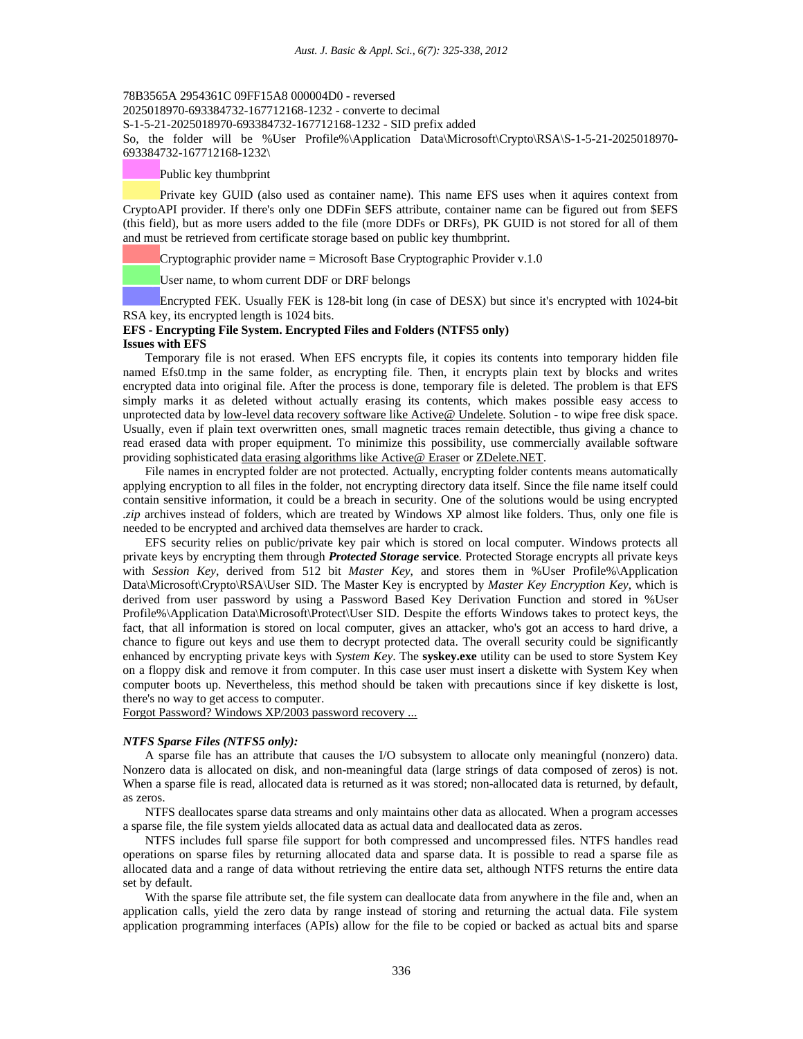78B3565A 2954361C 09FF15A8 000004D0 - reversed

2025018970-693384732-167712168-1232 - converte to decimal

S-1-5-21-2025018970-693384732-167712168-1232 - SID prefix added

So, the folder will be %User Profile%\Application Data\Microsoft\Crypto\RSA\S-1-5-21-2025018970-693384732-167712168-1232\

Public key thumbprint

Private key GUID (also used as container name). This name EFS uses when it aquires context from CryptoAPI provider. If there's only one DDFin $EFS attribute, container name can be figured out from $EFS (this field), but as more users added to the file (more DDFs or DRFs), PK GUID is not stored for all of them and must be retrieved from certificate storage based on public key thumbprint.

Cryptographic provider name = Microsoft Base Cryptographic Provider v.1.0

User name, to whom current DDF or DRF belongs

Encrypted FEK. Usually FEK is 128-bit long (in case of DESX) but since it's encrypted with 1024-bit RSA key, its encrypted length is 1024 bits.

**EFS - Encrypting File System. Encrypted Files and Folders (NTFS5 only)**

**Issues with EFS**

Temporary file is not erased. When EFS encrypts file, it copies its contents into temporary hidden file named Efs0.tmp in the same folder, as encrypting file. Then, it encrypts plain text by blocks and writes encrypted data into original file. After the process is done, temporary file is deleted. The problem is that EFS simply marks it as deleted without actually erasing its contents, which makes possible easy access to unprotected data by low-level data recovery software like Active@ Undelete. Solution - to wipe free disk space. Usually, even if plain text overwritten ones, small magnetic traces remain detectible, thus giving a chance to read erased data with proper equipment. To minimize this possibility, use commercially available software providing sophisticated data erasing algorithms like Active@ Eraser or ZDelete.NET.

File names in encrypted folder are not protected. Actually, encrypting folder contents means automatically applying encryption to all files in the folder, not encrypting directory data itself. Since the file name itself could contain sensitive information, it could be a breach in security. One of the solutions would be using encrypted *.zip* archives instead of folders, which are treated by Windows XP almost like folders. Thus, only one file is needed to be encrypted and archived data themselves are harder to crack.

EFS security relies on public/private key pair which is stored on local computer. Windows protects all private keys by encrypting them through ***Protected Storage* service**. Protected Storage encrypts all private keys with *Session Key*, derived from 512 bit *Master Key*, and stores them in %User Profile%\Application Data\Microsoft\Crypto\RSA\User SID. The Master Key is encrypted by *Master Key Encryption Key*, which is derived from user password by using a Password Based Key Derivation Function and stored in %User Profile%\Application Data\Microsoft\Protect\User SID. Despite the efforts Windows takes to protect keys, the fact, that all information is stored on local computer, gives an attacker, who's got an access to hard drive, a chance to figure out keys and use them to decrypt protected data. The overall security could be significantly enhanced by encrypting private keys with *System Key*. The **syskey.exe** utility can be used to store System Key on a floppy disk and remove it from computer. In this case user must insert a diskette with System Key when computer boots up. Nevertheless, this method should be taken with precautions since if key diskette is lost, there's no way to get access to computer.

Forgot Password? Windows XP/2003 password recovery ...

***NTFS Sparse Files (NTFS5 only):***

A sparse file has an attribute that causes the I/O subsystem to allocate only meaningful (nonzero) data. Nonzero data is allocated on disk, and non-meaningful data (large strings of data composed of zeros) is not. When a sparse file is read, allocated data is returned as it was stored; non-allocated data is returned, by default, as zeros.

NTFS deallocates sparse data streams and only maintains other data as allocated. When a program accesses a sparse file, the file system yields allocated data as actual data and deallocated data as zeros.

NTFS includes full sparse file support for both compressed and uncompressed files. NTFS handles read operations on sparse files by returning allocated data and sparse data. It is possible to read a sparse file as allocated data and a range of data without retrieving the entire data set, although NTFS returns the entire data set by default.

With the sparse file attribute set, the file system can deallocate data from anywhere in the file and, when an application calls, yield the zero data by range instead of storing and returning the actual data. File system application programming interfaces (APIs) allow for the file to be copied or backed as actual bits and sparse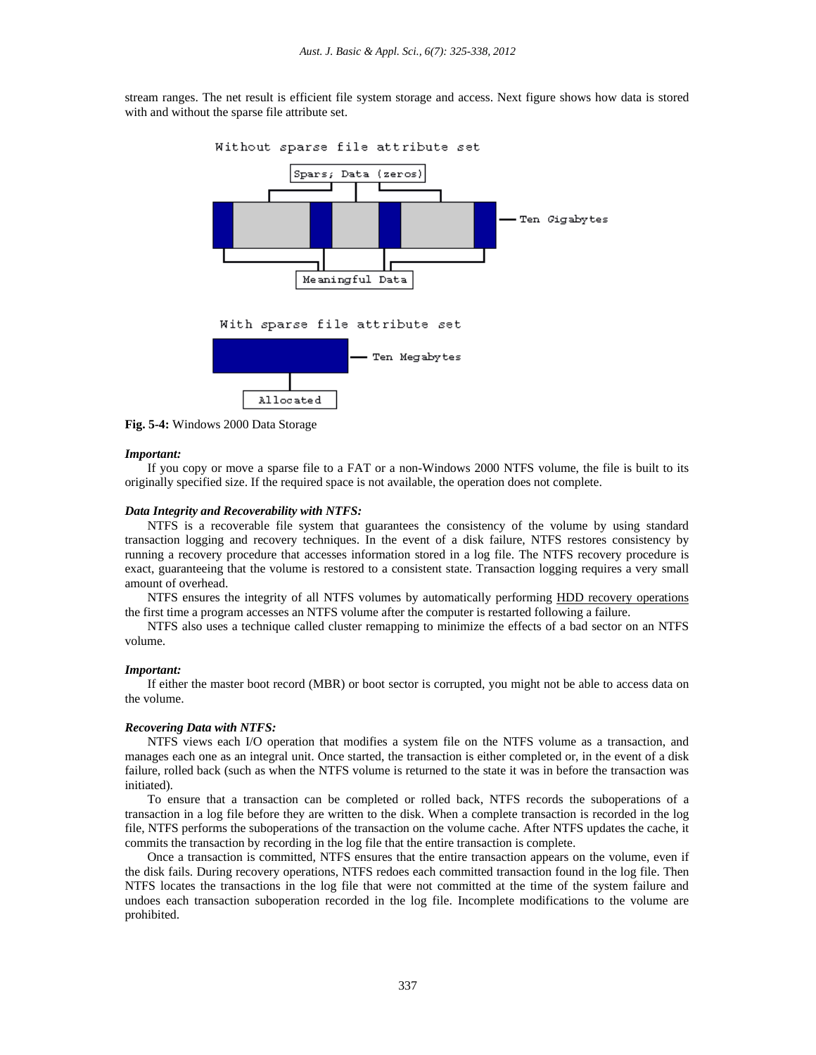stream ranges. The net result is efficient file system storage and access. Next figure shows how data is stored with and without the sparse file attribute set.

Without sparse file attribute set

Spars; Data (zeros)

Ten Gigabytes

Meaningful Data

With sparse file attribute set

Ten Megabytes

Allocated

**Fig. 5-4:** Windows 2000 Data Storage

***Important:***

If you copy or move a sparse file to a FAT or a non-Windows 2000 NTFS volume, the file is built to its originally specified size. If the required space is not available, the operation does not complete.

***Data Integrity and Recoverability with NTFS:***

NTFS is a recoverable file system that guarantees the consistency of the volume by using standard transaction logging and recovery techniques. In the event of a disk failure, NTFS restores consistency by running a recovery procedure that accesses information stored in a log file. The NTFS recovery procedure is exact, guaranteeing that the volume is restored to a consistent state. Transaction logging requires a very small amount of overhead.

NTFS ensures the integrity of all NTFS volumes by automatically performing HDD recovery operations the first time a program accesses an NTFS volume after the computer is restarted following a failure.

NTFS also uses a technique called cluster remapping to minimize the effects of a bad sector on an NTFS volume.

***Important:***

If either the master boot record (MBR) or boot sector is corrupted, you might not be able to access data on the volume.

***Recovering Data with NTFS:***

NTFS views each I/O operation that modifies a system file on the NTFS volume as a transaction, and manages each one as an integral unit. Once started, the transaction is either completed or, in the event of a disk failure, rolled back (such as when the NTFS volume is returned to the state it was in before the transaction was initiated).

To ensure that a transaction can be completed or rolled back, NTFS records the suboperations of a transaction in a log file before they are written to the disk. When a complete transaction is recorded in the log file, NTFS performs the suboperations of the transaction on the volume cache. After NTFS updates the cache, it commits the transaction by recording in the log file that the entire transaction is complete.

Once a transaction is committed, NTFS ensures that the entire transaction appears on the volume, even if the disk fails. During recovery operations, NTFS redoes each committed transaction found in the log file. Then NTFS locates the transactions in the log file that were not committed at the time of the system failure and undoes each transaction suboperation recorded in the log file. Incomplete modifications to the volume are prohibited.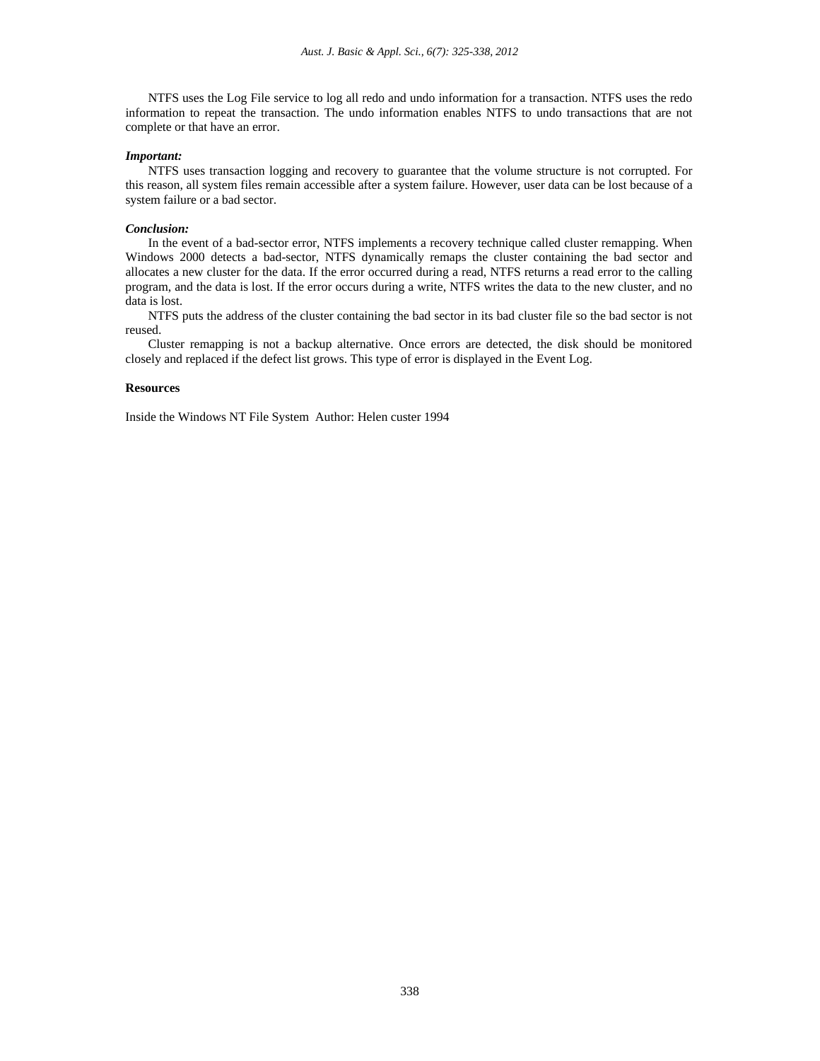NTFS uses the Log File service to log all redo and undo information for a transaction. NTFS uses the redo information to repeat the transaction. The undo information enables NTFS to undo transactions that are not complete or that have an error.

***Important:***

NTFS uses transaction logging and recovery to guarantee that the volume structure is not corrupted. For this reason, all system files remain accessible after a system failure. However, user data can be lost because of a system failure or a bad sector.

***Conclusion:***

In the event of a bad-sector error, NTFS implements a recovery technique called cluster remapping. When Windows 2000 detects a bad-sector, NTFS dynamically remaps the cluster containing the bad sector and allocates a new cluster for the data. If the error occurred during a read, NTFS returns a read error to the calling program, and the data is lost. If the error occurs during a write, NTFS writes the data to the new cluster, and no data is lost.

NTFS puts the address of the cluster containing the bad sector in its bad cluster file so the bad sector is not reused.

Cluster remapping is not a backup alternative. Once errors are detected, the disk should be monitored closely and replaced if the defect list grows. This type of error is displayed in the Event Log.

**Resources**

Inside the Windows NT File System Author: Helen custer 1994